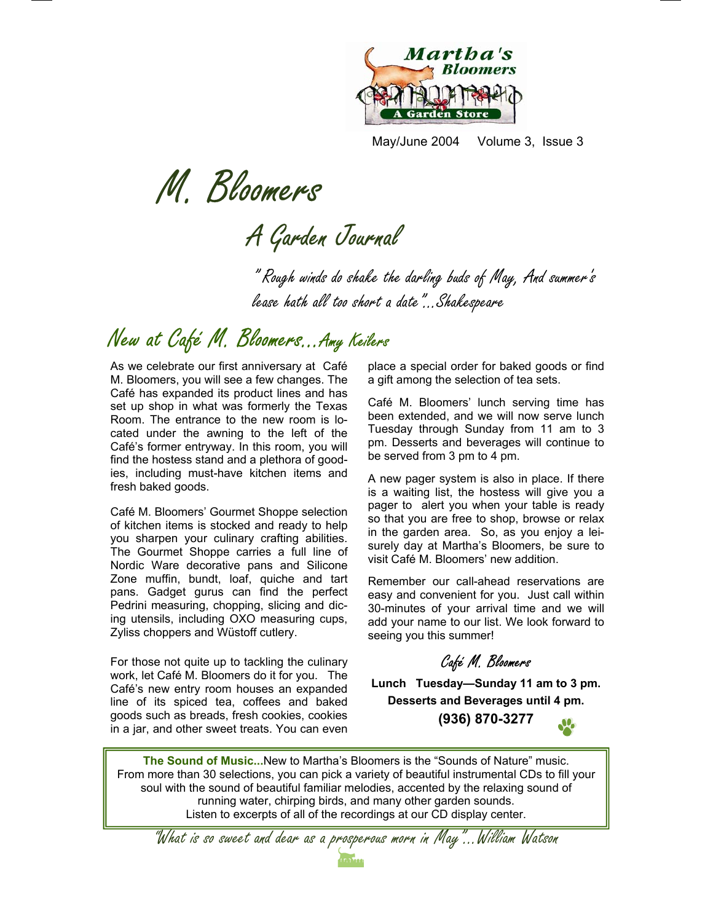Martha's Bloomers
A Garden Store

May/June 2004 Volume 3, Issue 3

# M. Bloomers

## A Garden Journal

*"Rough winds do shake the darling buds of May, And summer's lease hath all too short a date"...Shakespeare*

## New at Café M. Bloomers...Amy Keilers

As we celebrate our first anniversary at Café M. Bloomers, you will see a few changes. The Café has expanded its product lines and has set up shop in what was formerly the Texas Room. The entrance to the new room is located under the awning to the left of the Café's former entryway. In this room, you will find the hostess stand and a plethora of goodies, including must-have kitchen items and fresh baked goods.

Café M. Bloomers' Gourmet Shoppe selection of kitchen items is stocked and ready to help you sharpen your culinary crafting abilities. The Gourmet Shoppe carries a full line of Nordic Ware decorative pans and Silicone Zone muffin, bundt, loaf, quiche and tart pans. Gadget gurus can find the perfect Pedrini measuring, chopping, slicing and dicing utensils, including OXO measuring cups, Zyliss choppers and Wüstoff cutlery.

For those not quite up to tackling the culinary work, let Café M. Bloomers do it for you. The Café's new entry room houses an expanded line of its spiced tea, coffees and baked goods such as breads, fresh cookies, cookies in a jar, and other sweet treats. You can even place a special order for baked goods or find a gift among the selection of tea sets.

Café M. Bloomers' lunch serving time has been extended, and we will now serve lunch Tuesday through Sunday from 11 am to 3 pm. Desserts and beverages will continue to be served from 3 pm to 4 pm.

A new pager system is also in place. If there is a waiting list, the hostess will give you a pager to alert you when your table is ready so that you are free to shop, browse or relax in the garden area. So, as you enjoy a leisurely day at Martha's Bloomers, be sure to visit Café M. Bloomers' new addition.

Remember our call-ahead reservations are easy and convenient for you. Just call within 30-minutes of your arrival time and we will add your name to our list. We look forward to seeing you this summer!

*Café M. Bloomers*

**Lunch Tuesday—Sunday 11 am to 3 pm.**
**Desserts and Beverages until 4 pm.**
**(936) 870-3277**

**The Sound of Music...**New to Martha's Bloomers is the "Sounds of Nature" music. From more than 30 selections, you can pick a variety of beautiful instrumental CDs to fill your soul with the sound of beautiful familiar melodies, accented by the relaxing sound of running water, chirping birds, and many other garden sounds. Listen to excerpts of all of the recordings at our CD display center.

*"What is so sweet and dear as a prosperous morn in May"...William Watson*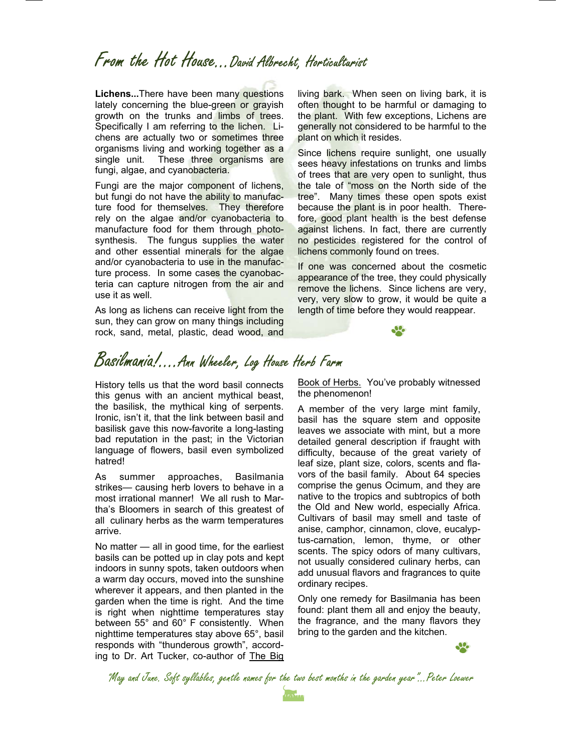## From the Hot House…David Albrecht, Horticulturist

**Lichens...**There have been many questions lately concerning the blue-green or grayish growth on the trunks and limbs of trees. Specifically I am referring to the lichen. Lichens are actually two or sometimes three organisms living and working together as a single unit. These three organisms are fungi, algae, and cyanobacteria.

Fungi are the major component of lichens, but fungi do not have the ability to manufacture food for themselves. They therefore rely on the algae and/or cyanobacteria to manufacture food for them through photosynthesis. The fungus supplies the water and other essential minerals for the algae and/or cyanobacteria to use in the manufacture process. In some cases the cyanobacteria can capture nitrogen from the air and use it as well.

As long as lichens can receive light from the sun, they can grow on many things including rock, sand, metal, plastic, dead wood, and living bark. When seen on living bark, it is often thought to be harmful or damaging to the plant. With few exceptions, Lichens are generally not considered to be harmful to the plant on which it resides.

Since lichens require sunlight, one usually sees heavy infestations on trunks and limbs of trees that are very open to sunlight, thus the tale of "moss on the North side of the tree". Many times these open spots exist because the plant is in poor health. Therefore, good plant health is the best defense against lichens. In fact, there are currently no pesticides registered for the control of lichens commonly found on trees.

If one was concerned about the cosmetic appearance of the tree, they could physically remove the lichens. Since lichens are very, very, very slow to grow, it would be quite a length of time before they would reappear.

## Basilmania!….Ann Wheeler, Log House Herb Farm

History tells us that the word basil connects this genus with an ancient mythical beast, the basilisk, the mythical king of serpents. Ironic, isn't it, that the link between basil and basilisk gave this now-favorite a long-lasting bad reputation in the past; in the Victorian language of flowers, basil even symbolized hatred!

As summer approaches, Basilmania strikes— causing herb lovers to behave in a most irrational manner! We all rush to Martha's Bloomers in search of this greatest of all culinary herbs as the warm temperatures arrive.

No matter — all in good time, for the earliest basils can be potted up in clay pots and kept indoors in sunny spots, taken outdoors when a warm day occurs, moved into the sunshine wherever it appears, and then planted in the garden when the time is right. And the time is right when nighttime temperatures stay between 55° and 60° F consistently. When nighttime temperatures stay above 65°, basil responds with "thunderous growth", according to Dr. Art Tucker, co-author of The Big Book of Herbs. You've probably witnessed the phenomenon!

A member of the very large mint family, basil has the square stem and opposite leaves we associate with mint, but a more detailed general description if fraught with difficulty, because of the great variety of leaf size, plant size, colors, scents and flavors of the basil family. About 64 species comprise the genus Ocimum, and they are native to the tropics and subtropics of both the Old and New world, especially Africa. Cultivars of basil may smell and taste of anise, camphor, cinnamon, clove, eucalyptus-carnation, lemon, thyme, or other scents. The spicy odors of many cultivars, not usually considered culinary herbs, can add unusual flavors and fragrances to quite ordinary recipes.

Only one remedy for Basilmania has been found: plant them all and enjoy the beauty, the fragrance, and the many flavors they bring to the garden and the kitchen.

*"May and June. Soft syllables, gentle names for the two best months in the garden year"…Peter Loewer*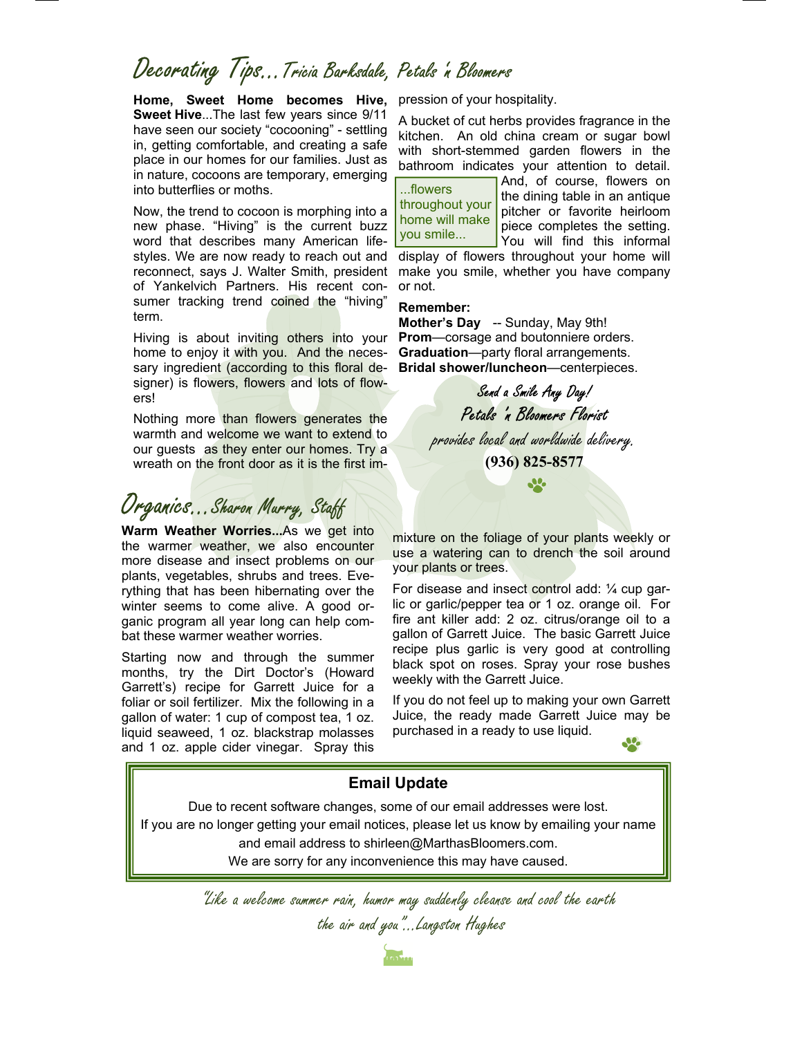# Decorating Tips...Tricia Barksdale, Petals 'n Bloomers

**Home, Sweet Home becomes Hive, Sweet Hive**...The last few years since 9/11 have seen our society "cocooning" - settling in, getting comfortable, and creating a safe place in our homes for our families. Just as in nature, cocoons are temporary, emerging into butterflies or moths.

Now, the trend to cocoon is morphing into a new phase. "Hiving" is the current buzz word that describes many American lifestyles. We are now ready to reach out and reconnect, says J. Walter Smith, president of Yankelvich Partners. His recent consumer tracking trend coined the "hiving" term.

Hiving is about inviting others into your home to enjoy it with you. And the necessary ingredient (according to this floral designer) is flowers, flowers and lots of flowers!

Nothing more than flowers generates the warmth and welcome we want to extend to our guests as they enter our homes. Try a wreath on the front door as it is the first impression of your hospitality.

A bucket of cut herbs provides fragrance in the kitchen. An old china cream or sugar bowl with short-stemmed garden flowers in the bathroom indicates your attention to detail. And, of course, flowers on the dining table in an antique pitcher or favorite heirloom piece completes the setting. You will find this informal display of flowers throughout your home will make you smile, whether you have company or not.

> ...flowers throughout your home will make you smile...

**Remember:**
**Mother's Day** -- Sunday, May 9th!
**Prom**—corsage and boutonniere orders.
**Graduation**—party floral arrangements.
**Bridal shower/luncheon**—centerpieces.

*Send a Smile Any Day!*
*Petals 'n Bloomers Florist*
*provides local and worldwide delivery.*
**(936) 825-8577**

# Organics...Sharon Murry, Staff

**Warm Weather Worries...**As we get into the warmer weather, we also encounter more disease and insect problems on our plants, vegetables, shrubs and trees. Everything that has been hibernating over the winter seems to come alive. A good organic program all year long can help combat these warmer weather worries.

Starting now and through the summer months, try the Dirt Doctor's (Howard Garrett's) recipe for Garrett Juice for a foliar or soil fertilizer. Mix the following in a gallon of water: 1 cup of compost tea, 1 oz. liquid seaweed, 1 oz. blackstrap molasses and 1 oz. apple cider vinegar. Spray this mixture on the foliage of your plants weekly or use a watering can to drench the soil around your plants or trees.

For disease and insect control add: ¼ cup garlic or garlic/pepper tea or 1 oz. orange oil. For fire ant killer add: 2 oz. citrus/orange oil to a gallon of Garrett Juice. The basic Garrett Juice recipe plus garlic is very good at controlling black spot on roses. Spray your rose bushes weekly with the Garrett Juice.

If you do not feel up to making your own Garrett Juice, the ready made Garrett Juice may be purchased in a ready to use liquid.

## Email Update

Due to recent software changes, some of our email addresses were lost.
If you are no longer getting your email notices, please let us know by emailing your name and email address to shirleen@MarthasBloomers.com.
We are sorry for any inconvenience this may have caused.

*"Like a welcome summer rain, humor may suddenly cleanse and cool the earth the air and you"...Langston Hughes*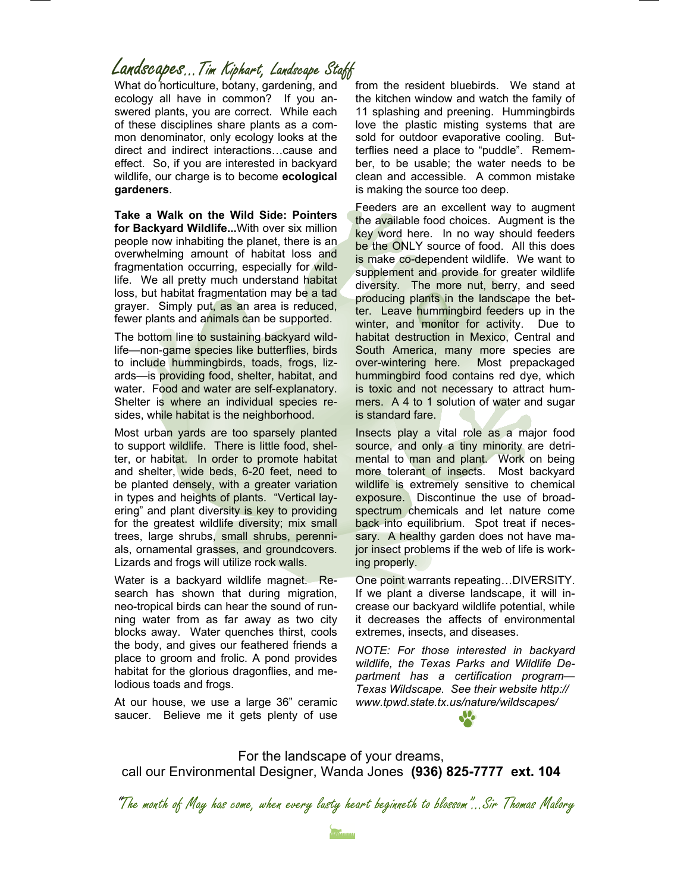# Landscapes…Tim Kiphart, Landscape Staff

What do horticulture, botany, gardening, and ecology all have in common? If you answered plants, you are correct. While each of these disciplines share plants as a common denominator, only ecology looks at the direct and indirect interactions…cause and effect. So, if you are interested in backyard wildlife, our charge is to become **ecological gardeners**.

**Take a Walk on the Wild Side: Pointers for Backyard Wildlife...**With over six million people now inhabiting the planet, there is an overwhelming amount of habitat loss and fragmentation occurring, especially for wildlife. We all pretty much understand habitat loss, but habitat fragmentation may be a tad grayer. Simply put, as an area is reduced, fewer plants and animals can be supported.

The bottom line to sustaining backyard wildlife—non-game species like butterflies, birds to include hummingbirds, toads, frogs, lizards—is providing food, shelter, habitat, and water. Food and water are self-explanatory. Shelter is where an individual species resides, while habitat is the neighborhood.

Most urban yards are too sparsely planted to support wildlife. There is little food, shelter, or habitat. In order to promote habitat and shelter, wide beds, 6-20 feet, need to be planted densely, with a greater variation in types and heights of plants. "Vertical layering" and plant diversity is key to providing for the greatest wildlife diversity; mix small trees, large shrubs, small shrubs, perennials, ornamental grasses, and groundcovers. Lizards and frogs will utilize rock walls.

Water is a backyard wildlife magnet. Research has shown that during migration, neo-tropical birds can hear the sound of running water from as far away as two city blocks away. Water quenches thirst, cools the body, and gives our feathered friends a place to groom and frolic. A pond provides habitat for the glorious dragonflies, and melodious toads and frogs.

At our house, we use a large 36" ceramic saucer. Believe me it gets plenty of use from the resident bluebirds. We stand at the kitchen window and watch the family of 11 splashing and preening. Hummingbirds love the plastic misting systems that are sold for outdoor evaporative cooling. Butterflies need a place to "puddle". Remember, to be usable; the water needs to be clean and accessible. A common mistake is making the source too deep.

Feeders are an excellent way to augment the available food choices. Augment is the key word here. In no way should feeders be the ONLY source of food. All this does is make co-dependent wildlife. We want to supplement and provide for greater wildlife diversity. The more nut, berry, and seed producing plants in the landscape the better. Leave hummingbird feeders up in the winter, and monitor for activity. Due to habitat destruction in Mexico, Central and South America, many more species are over-wintering here. Most prepackaged hummingbird food contains red dye, which is toxic and not necessary to attract hummers. A 4 to 1 solution of water and sugar is standard fare.

Insects play a vital role as a major food source, and only a tiny minority are detrimental to man and plant. Work on being more tolerant of insects. Most backyard wildlife is extremely sensitive to chemical exposure. Discontinue the use of broad-spectrum chemicals and let nature come back into equilibrium. Spot treat if necessary. A healthy garden does not have major insect problems if the web of life is working properly.

One point warrants repeating…DIVERSITY. If we plant a diverse landscape, it will increase our backyard wildlife potential, while it decreases the affects of environmental extremes, insects, and diseases.

*NOTE: For those interested in backyard wildlife, the Texas Parks and Wildlife Department has a certification program—Texas Wildscape. See their website http://www.tpwd.state.tx.us/nature/wildscapes/*

For the landscape of your dreams,
call our Environmental Designer, Wanda Jones **(936) 825-7777 ext. 104**

*"The month of May has come, when every lusty heart beginneth to blossom"…Sir Thomas Malory*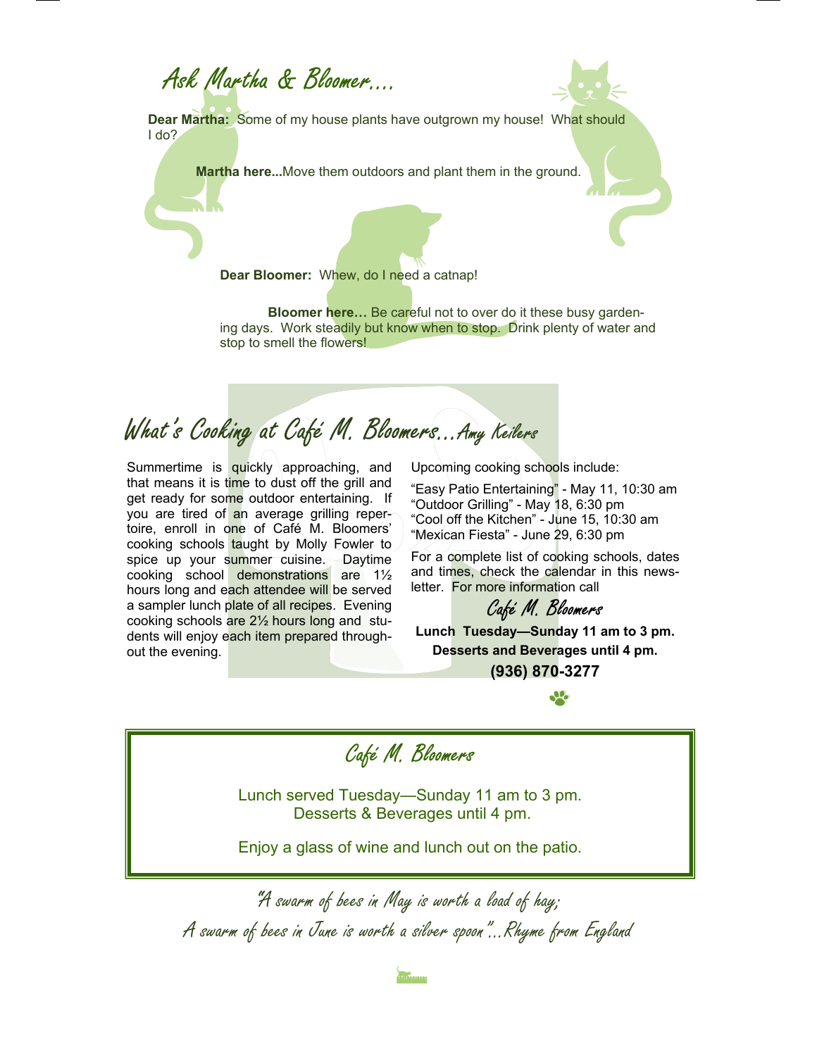## Ask Martha & Bloomer....

**Dear Martha:** Some of my house plants have outgrown my house! What should I do?

**Martha here...**Move them outdoors and plant them in the ground.

**Dear Bloomer:** Whew, do I need a catnap!

**Bloomer here…** Be careful not to over do it these busy gardening days. Work steadily but know when to stop. Drink plenty of water and stop to smell the flowers!

## What's Cooking at Café M. Bloomers...Amy Keilers

Summertime is quickly approaching, and that means it is time to dust off the grill and get ready for some outdoor entertaining. If you are tired of an average grilling repertoire, enroll in one of Café M. Bloomers' cooking schools taught by Molly Fowler to spice up your summer cuisine. Daytime cooking school demonstrations are 1½ hours long and each attendee will be served a sampler lunch plate of all recipes. Evening cooking schools are 2½ hours long and students will enjoy each item prepared throughout the evening.

Upcoming cooking schools include:

"Easy Patio Entertaining" - May 11, 10:30 am
"Outdoor Grilling" - May 18, 6:30 pm
"Cool off the Kitchen" - June 15, 10:30 am
"Mexican Fiesta" - June 29, 6:30 pm

For a complete list of cooking schools, dates and times, check the calendar in this newsletter. For more information call

Café M. Bloomers

**Lunch Tuesday—Sunday 11 am to 3 pm.**
**Desserts and Beverages until 4 pm.**
**(936) 870-3277**

### Café M. Bloomers

Lunch served Tuesday—Sunday 11 am to 3 pm.
Desserts & Beverages until 4 pm.

Enjoy a glass of wine and lunch out on the patio.

*"A swarm of bees in May is worth a load of hay;*
*A swarm of bees in June is worth a silver spoon"...Rhyme from England*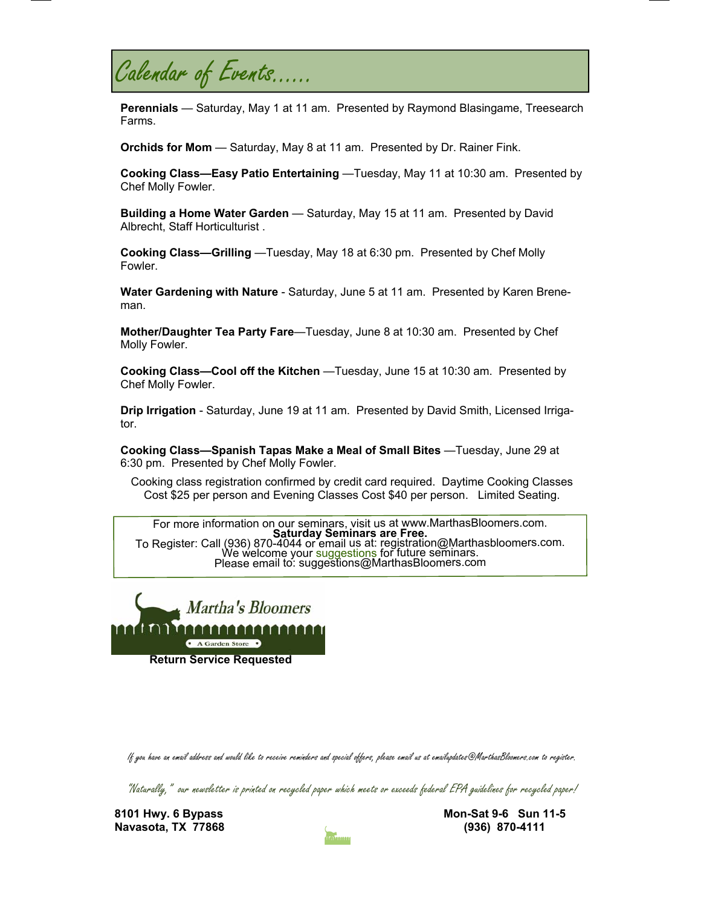# Calendar of Events......

**Perennials** — Saturday, May 1 at 11 am. Presented by Raymond Blasingame, Treesearch Farms.

**Orchids for Mom** — Saturday, May 8 at 11 am. Presented by Dr. Rainer Fink.

**Cooking Class—Easy Patio Entertaining** —Tuesday, May 11 at 10:30 am. Presented by Chef Molly Fowler.

**Building a Home Water Garden** — Saturday, May 15 at 11 am. Presented by David Albrecht, Staff Horticulturist .

**Cooking Class—Grilling** —Tuesday, May 18 at 6:30 pm. Presented by Chef Molly Fowler.

**Water Gardening with Nature** - Saturday, June 5 at 11 am. Presented by Karen Breneman.

**Mother/Daughter Tea Party Fare**—Tuesday, June 8 at 10:30 am. Presented by Chef Molly Fowler.

**Cooking Class—Cool off the Kitchen** —Tuesday, June 15 at 10:30 am. Presented by Chef Molly Fowler.

**Drip Irrigation** - Saturday, June 19 at 11 am. Presented by David Smith, Licensed Irrigator.

**Cooking Class—Spanish Tapas Make a Meal of Small Bites** —Tuesday, June 29 at 6:30 pm. Presented by Chef Molly Fowler.

Cooking class registration confirmed by credit card required. Daytime Cooking Classes Cost $25 per person and Evening Classes Cost $40 per person. Limited Seating.

For more information on our seminars, visit us at www.MarthasBloomers.com.
**Saturday Seminars are Free.**
To Register: Call (936) 870-4044 or email us at: registration@Marthasbloomers.com.
We welcome your suggestions for future seminars.
Please email to: suggestions@MarthasBloomers.com

Martha's Bloomers
A Garden Store

**Return Service Requested**

*If you have an email address and would like to receive reminders and special offers, please email us at emailupdates@MarthasBloomers.com to register.*

*"Naturally," our newsletter is printed on recycled paper which meets or exceeds federal EPA guidelines for recycled paper!*

**8101 Hwy. 6 Bypass**
**Navasota, TX 77868**

**Mon-Sat 9-6 Sun 11-5**
**(936) 870-4111**